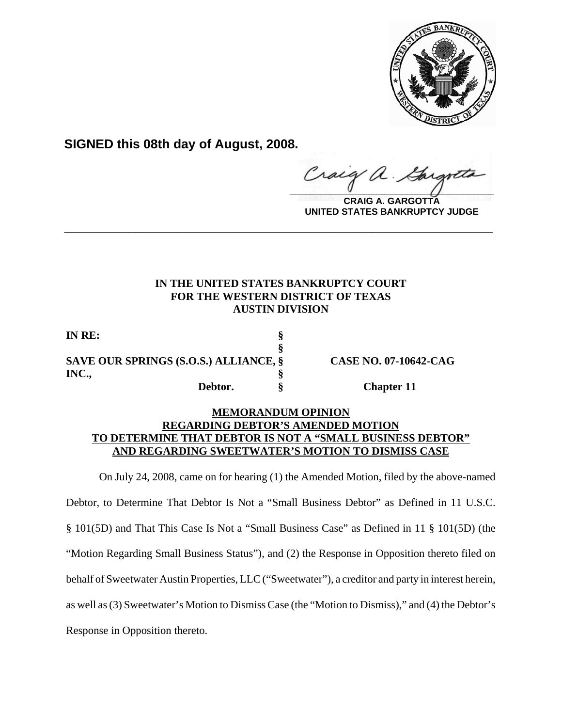**SIGNED this 08th day of August, 2008.**

**CRAIG A. GARGOTTA**
**UNITED STATES BANKRUPTCY JUDGE**

---

**IN THE UNITED STATES BANKRUPTCY COURT**
**FOR THE WESTERN DISTRICT OF TEXAS**
**AUSTIN DIVISION**

| | | |
|---|---|---|
| **IN RE:** | **§** | |
| | **§** | |
| **SAVE OUR SPRINGS (S.O.S.) ALLIANCE, INC.,** | **§** | **CASE NO. 07-10642-CAG** |
| | **§** | |
| **Debtor.** | **§** | **Chapter 11** |

**MEMORANDUM OPINION**
**REGARDING DEBTOR'S AMENDED MOTION**
**TO DETERMINE THAT DEBTOR IS NOT A "SMALL BUSINESS DEBTOR"**
**AND REGARDING SWEETWATER'S MOTION TO DISMISS CASE**

On July 24, 2008, came on for hearing (1) the Amended Motion, filed by the above-named Debtor, to Determine That Debtor Is Not a "Small Business Debtor" as Defined in 11 U.S.C. § 101(5D) and That This Case Is Not a "Small Business Case" as Defined in 11 § 101(5D) (the "Motion Regarding Small Business Status"), and (2) the Response in Opposition thereto filed on behalf of Sweetwater Austin Properties, LLC ("Sweetwater"), a creditor and party in interest herein, as well as (3) Sweetwater's Motion to Dismiss Case (the "Motion to Dismiss)," and (4) the Debtor's Response in Opposition thereto.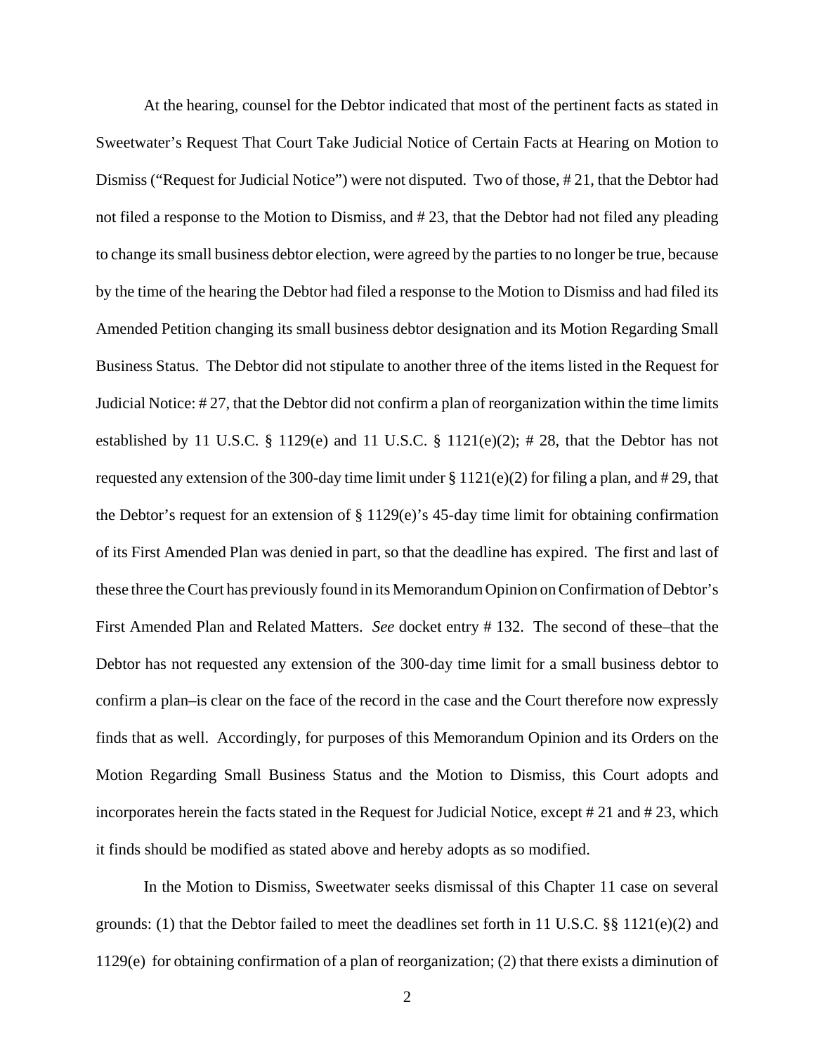At the hearing, counsel for the Debtor indicated that most of the pertinent facts as stated in Sweetwater's Request That Court Take Judicial Notice of Certain Facts at Hearing on Motion to Dismiss ("Request for Judicial Notice") were not disputed. Two of those, # 21, that the Debtor had not filed a response to the Motion to Dismiss, and # 23, that the Debtor had not filed any pleading to change its small business debtor election, were agreed by the parties to no longer be true, because by the time of the hearing the Debtor had filed a response to the Motion to Dismiss and had filed its Amended Petition changing its small business debtor designation and its Motion Regarding Small Business Status. The Debtor did not stipulate to another three of the items listed in the Request for Judicial Notice: # 27, that the Debtor did not confirm a plan of reorganization within the time limits established by 11 U.S.C. § 1129(e) and 11 U.S.C. § 1121(e)(2); # 28, that the Debtor has not requested any extension of the 300-day time limit under § 1121(e)(2) for filing a plan, and # 29, that the Debtor's request for an extension of § 1129(e)'s 45-day time limit for obtaining confirmation of its First Amended Plan was denied in part, so that the deadline has expired. The first and last of these three the Court has previously found in its Memorandum Opinion on Confirmation of Debtor's First Amended Plan and Related Matters. *See* docket entry # 132. The second of these–that the Debtor has not requested any extension of the 300-day time limit for a small business debtor to confirm a plan–is clear on the face of the record in the case and the Court therefore now expressly finds that as well. Accordingly, for purposes of this Memorandum Opinion and its Orders on the Motion Regarding Small Business Status and the Motion to Dismiss, this Court adopts and incorporates herein the facts stated in the Request for Judicial Notice, except # 21 and # 23, which it finds should be modified as stated above and hereby adopts as so modified.

In the Motion to Dismiss, Sweetwater seeks dismissal of this Chapter 11 case on several grounds: (1) that the Debtor failed to meet the deadlines set forth in 11 U.S.C. §§ 1121(e)(2) and 1129(e) for obtaining confirmation of a plan of reorganization; (2) that there exists a diminution of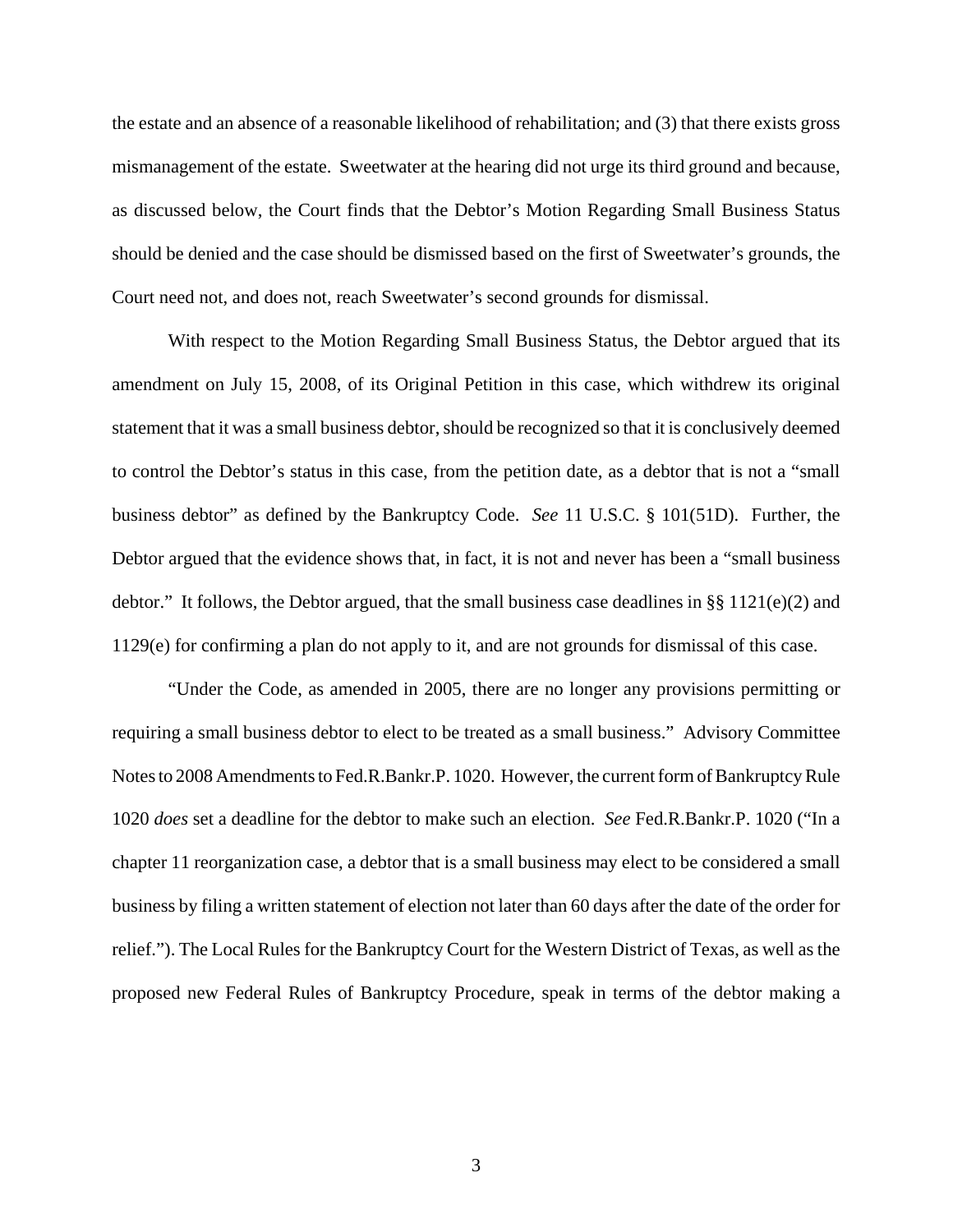the estate and an absence of a reasonable likelihood of rehabilitation; and (3) that there exists gross mismanagement of the estate. Sweetwater at the hearing did not urge its third ground and because, as discussed below, the Court finds that the Debtor's Motion Regarding Small Business Status should be denied and the case should be dismissed based on the first of Sweetwater's grounds, the Court need not, and does not, reach Sweetwater's second grounds for dismissal.

With respect to the Motion Regarding Small Business Status, the Debtor argued that its amendment on July 15, 2008, of its Original Petition in this case, which withdrew its original statement that it was a small business debtor, should be recognized so that it is conclusively deemed to control the Debtor's status in this case, from the petition date, as a debtor that is not a "small business debtor" as defined by the Bankruptcy Code. *See* 11 U.S.C. § 101(51D). Further, the Debtor argued that the evidence shows that, in fact, it is not and never has been a "small business debtor." It follows, the Debtor argued, that the small business case deadlines in §§ 1121(e)(2) and 1129(e) for confirming a plan do not apply to it, and are not grounds for dismissal of this case.

"Under the Code, as amended in 2005, there are no longer any provisions permitting or requiring a small business debtor to elect to be treated as a small business." Advisory Committee Notes to 2008 Amendments to Fed.R.Bankr.P. 1020. However, the current form of Bankruptcy Rule 1020 *does* set a deadline for the debtor to make such an election. *See* Fed.R.Bankr.P. 1020 ("In a chapter 11 reorganization case, a debtor that is a small business may elect to be considered a small business by filing a written statement of election not later than 60 days after the date of the order for relief."). The Local Rules for the Bankruptcy Court for the Western District of Texas, as well as the proposed new Federal Rules of Bankruptcy Procedure, speak in terms of the debtor making a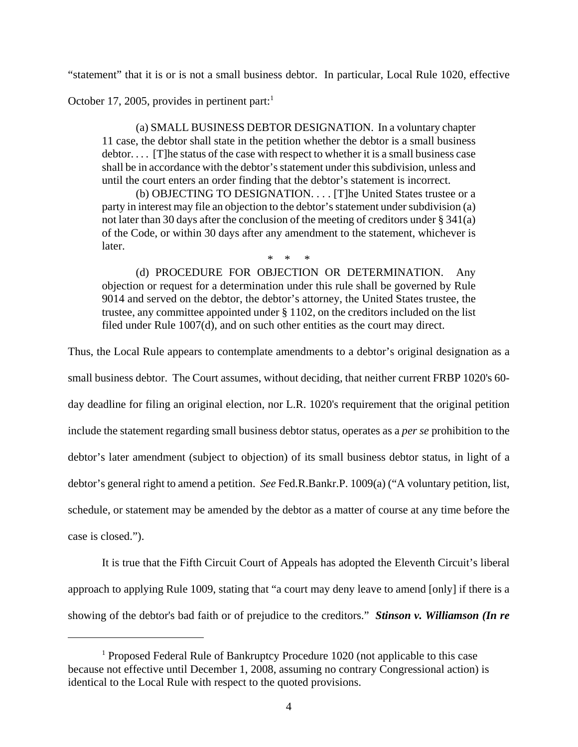"statement" that it is or is not a small business debtor. In particular, Local Rule 1020, effective October 17, 2005, provides in pertinent part:[1]

> (a) SMALL BUSINESS DEBTOR DESIGNATION. In a voluntary chapter 11 case, the debtor shall state in the petition whether the debtor is a small business debtor. . . . [T]he status of the case with respect to whether it is a small business case shall be in accordance with the debtor's statement under this subdivision, unless and until the court enters an order finding that the debtor's statement is incorrect.
>
> (b) OBJECTING TO DESIGNATION. . . . [T]he United States trustee or a party in interest may file an objection to the debtor's statement under subdivision (a) not later than 30 days after the conclusion of the meeting of creditors under § 341(a) of the Code, or within 30 days after any amendment to the statement, whichever is later.
>
> \* \* \*
>
> (d) PROCEDURE FOR OBJECTION OR DETERMINATION. Any objection or request for a determination under this rule shall be governed by Rule 9014 and served on the debtor, the debtor's attorney, the United States trustee, the trustee, any committee appointed under § 1102, on the creditors included on the list filed under Rule 1007(d), and on such other entities as the court may direct.

Thus, the Local Rule appears to contemplate amendments to a debtor's original designation as a small business debtor. The Court assumes, without deciding, that neither current FRBP 1020's 60-day deadline for filing an original election, nor L.R. 1020's requirement that the original petition include the statement regarding small business debtor status, operates as a *per se* prohibition to the debtor's later amendment (subject to objection) of its small business debtor status, in light of a debtor's general right to amend a petition. *See* Fed.R.Bankr.P. 1009(a) ("A voluntary petition, list, schedule, or statement may be amended by the debtor as a matter of course at any time before the case is closed.").

It is true that the Fifth Circuit Court of Appeals has adopted the Eleventh Circuit's liberal approach to applying Rule 1009, stating that "a court may deny leave to amend [only] if there is a showing of the debtor's bad faith or of prejudice to the creditors." ***Stinson v. Williamson (In re***

---

[1] Proposed Federal Rule of Bankruptcy Procedure 1020 (not applicable to this case because not effective until December 1, 2008, assuming no contrary Congressional action) is identical to the Local Rule with respect to the quoted provisions.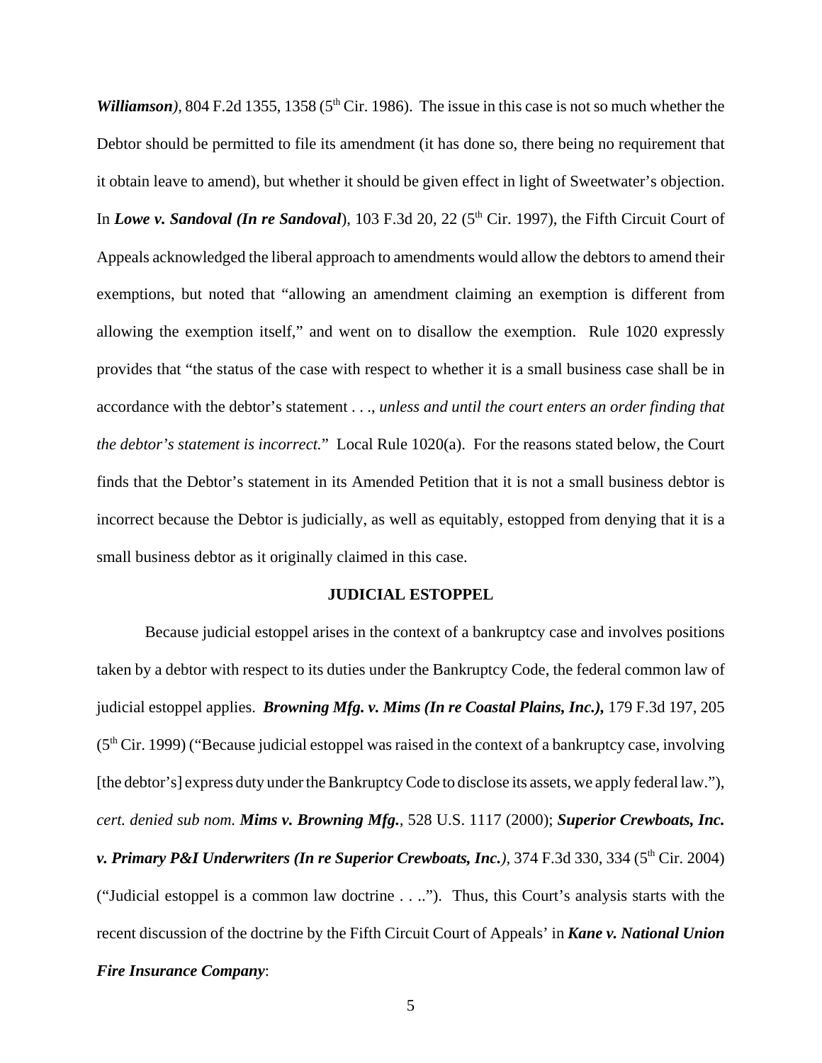***Williamson)***, 804 F.2d 1355, 1358 (5th Cir. 1986). The issue in this case is not so much whether the Debtor should be permitted to file its amendment (it has done so, there being no requirement that it obtain leave to amend), but whether it should be given effect in light of Sweetwater's objection. In ***Lowe v. Sandoval (In re Sandoval***), 103 F.3d 20, 22 (5th Cir. 1997), the Fifth Circuit Court of Appeals acknowledged the liberal approach to amendments would allow the debtors to amend their exemptions, but noted that "allowing an amendment claiming an exemption is different from allowing the exemption itself," and went on to disallow the exemption. Rule 1020 expressly provides that "the status of the case with respect to whether it is a small business case shall be in accordance with the debtor's statement . . ., *unless and until the court enters an order finding that the debtor's statement is incorrect.*" Local Rule 1020(a). For the reasons stated below, the Court finds that the Debtor's statement in its Amended Petition that it is not a small business debtor is incorrect because the Debtor is judicially, as well as equitably, estopped from denying that it is a small business debtor as it originally claimed in this case.

**JUDICIAL ESTOPPEL**

Because judicial estoppel arises in the context of a bankruptcy case and involves positions taken by a debtor with respect to its duties under the Bankruptcy Code, the federal common law of judicial estoppel applies. ***Browning Mfg. v. Mims (In re Coastal Plains, Inc.),*** 179 F.3d 197, 205 (5th Cir. 1999) ("Because judicial estoppel was raised in the context of a bankruptcy case, involving [the debtor's] express duty under the Bankruptcy Code to disclose its assets, we apply federal law."), *cert. denied sub nom.* ***Mims v. Browning Mfg.***, 528 U.S. 1117 (2000); ***Superior Crewboats, Inc. v. Primary P&I Underwriters (In re Superior Crewboats, Inc.)***, 374 F.3d 330, 334 (5th Cir. 2004) ("Judicial estoppel is a common law doctrine . . .."). Thus, this Court's analysis starts with the recent discussion of the doctrine by the Fifth Circuit Court of Appeals' in ***Kane v. National Union Fire Insurance Company***: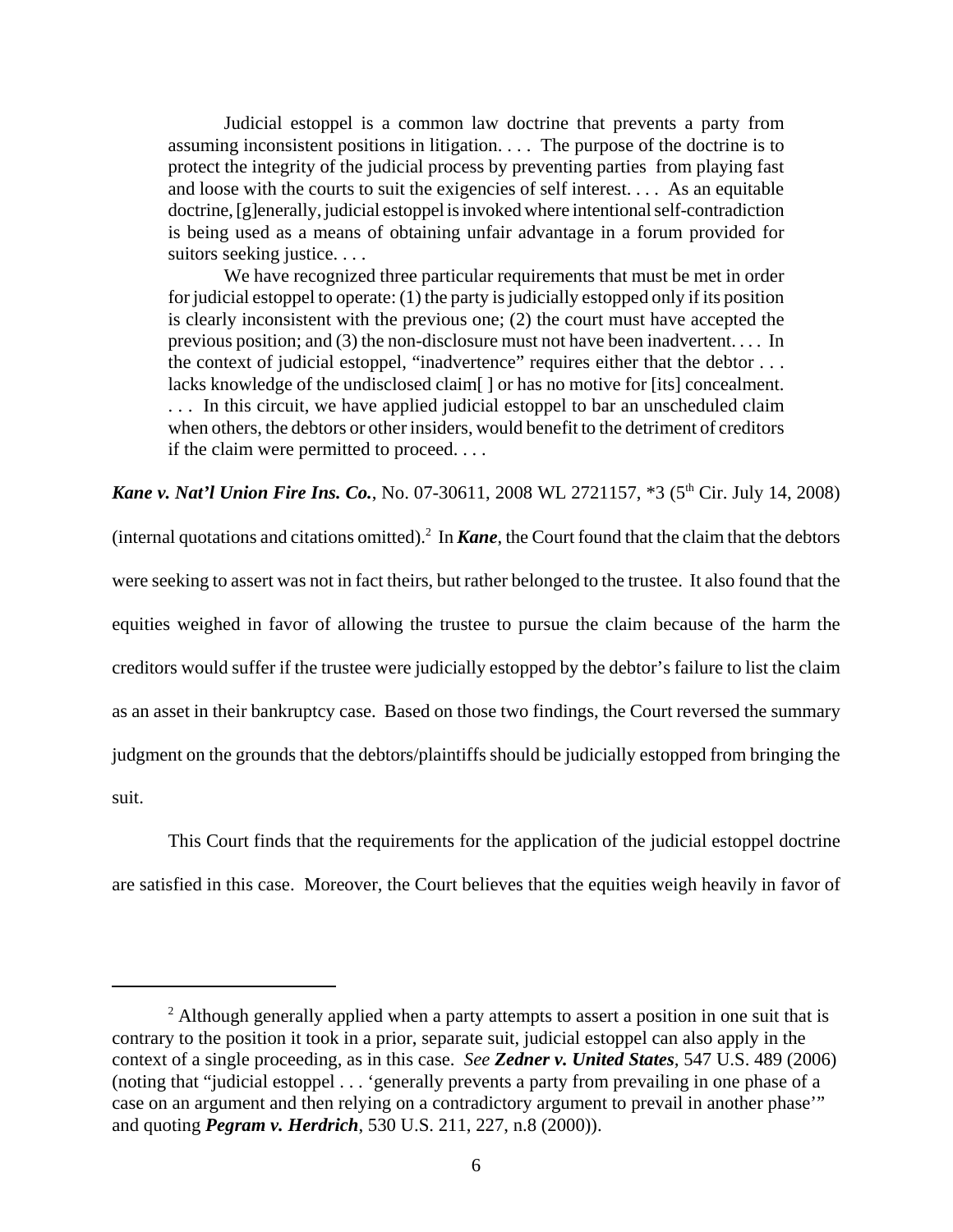> Judicial estoppel is a common law doctrine that prevents a party from assuming inconsistent positions in litigation. . . . The purpose of the doctrine is to protect the integrity of the judicial process by preventing parties from playing fast and loose with the courts to suit the exigencies of self interest. . . . As an equitable doctrine, [g]enerally, judicial estoppel is invoked where intentional self-contradiction is being used as a means of obtaining unfair advantage in a forum provided for suitors seeking justice. . . .
>
> We have recognized three particular requirements that must be met in order for judicial estoppel to operate: (1) the party is judicially estopped only if its position is clearly inconsistent with the previous one; (2) the court must have accepted the previous position; and (3) the non-disclosure must not have been inadvertent. . . . In the context of judicial estoppel, "inadvertence" requires either that the debtor . . . lacks knowledge of the undisclosed claim[ ] or has no motive for [its] concealment. . . . In this circuit, we have applied judicial estoppel to bar an unscheduled claim when others, the debtors or other insiders, would benefit to the detriment of creditors if the claim were permitted to proceed. . . .

***Kane v. Nat'l Union Fire Ins. Co.***, No. 07-30611, 2008 WL 2721157, *3 (5th Cir. July 14, 2008) (internal quotations and citations omitted).[2] In ***Kane***, the Court found that the claim that the debtors were seeking to assert was not in fact theirs, but rather belonged to the trustee. It also found that the equities weighed in favor of allowing the trustee to pursue the claim because of the harm the creditors would suffer if the trustee were judicially estopped by the debtor's failure to list the claim as an asset in their bankruptcy case. Based on those two findings, the Court reversed the summary judgment on the grounds that the debtors/plaintiffs should be judicially estopped from bringing the suit.

This Court finds that the requirements for the application of the judicial estoppel doctrine are satisfied in this case. Moreover, the Court believes that the equities weigh heavily in favor of

---

[2] Although generally applied when a party attempts to assert a position in one suit that is contrary to the position it took in a prior, separate suit, judicial estoppel can also apply in the context of a single proceeding, as in this case. *See* ***Zedner v. United States***, 547 U.S. 489 (2006) (noting that "judicial estoppel . . . 'generally prevents a party from prevailing in one phase of a case on an argument and then relying on a contradictory argument to prevail in another phase'" and quoting ***Pegram v. Herdrich***, 530 U.S. 211, 227, n.8 (2000)).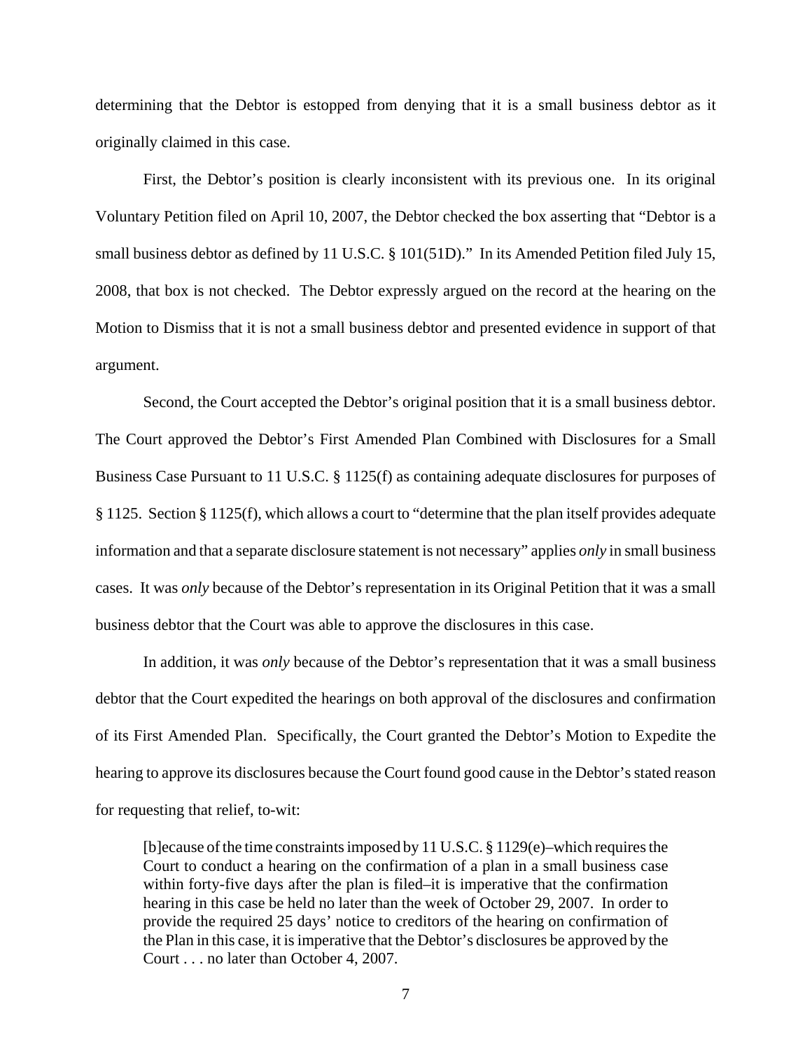determining that the Debtor is estopped from denying that it is a small business debtor as it originally claimed in this case.

First, the Debtor's position is clearly inconsistent with its previous one. In its original Voluntary Petition filed on April 10, 2007, the Debtor checked the box asserting that "Debtor is a small business debtor as defined by 11 U.S.C. § 101(51D)." In its Amended Petition filed July 15, 2008, that box is not checked. The Debtor expressly argued on the record at the hearing on the Motion to Dismiss that it is not a small business debtor and presented evidence in support of that argument.

Second, the Court accepted the Debtor's original position that it is a small business debtor. The Court approved the Debtor's First Amended Plan Combined with Disclosures for a Small Business Case Pursuant to 11 U.S.C. § 1125(f) as containing adequate disclosures for purposes of § 1125. Section § 1125(f), which allows a court to "determine that the plan itself provides adequate information and that a separate disclosure statement is not necessary" applies *only* in small business cases. It was *only* because of the Debtor's representation in its Original Petition that it was a small business debtor that the Court was able to approve the disclosures in this case.

In addition, it was *only* because of the Debtor's representation that it was a small business debtor that the Court expedited the hearings on both approval of the disclosures and confirmation of its First Amended Plan. Specifically, the Court granted the Debtor's Motion to Expedite the hearing to approve its disclosures because the Court found good cause in the Debtor's stated reason for requesting that relief, to-wit:

> [b]ecause of the time constraints imposed by 11 U.S.C. § 1129(e)–which requires the Court to conduct a hearing on the confirmation of a plan in a small business case within forty-five days after the plan is filed–it is imperative that the confirmation hearing in this case be held no later than the week of October 29, 2007. In order to provide the required 25 days' notice to creditors of the hearing on confirmation of the Plan in this case, it is imperative that the Debtor's disclosures be approved by the Court . . . no later than October 4, 2007.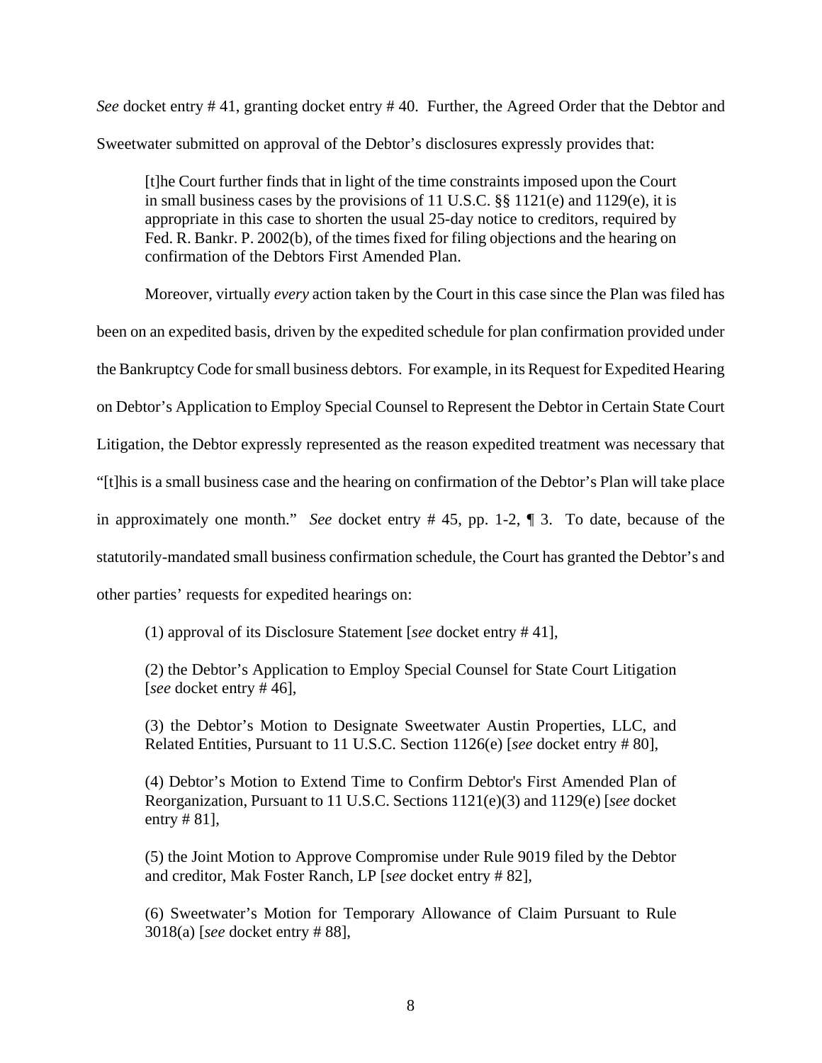*See* docket entry # 41, granting docket entry # 40. Further, the Agreed Order that the Debtor and Sweetwater submitted on approval of the Debtor's disclosures expressly provides that:

> [t]he Court further finds that in light of the time constraints imposed upon the Court in small business cases by the provisions of 11 U.S.C. §§ 1121(e) and 1129(e), it is appropriate in this case to shorten the usual 25-day notice to creditors, required by Fed. R. Bankr. P. 2002(b), of the times fixed for filing objections and the hearing on confirmation of the Debtors First Amended Plan.

Moreover, virtually *every* action taken by the Court in this case since the Plan was filed has been on an expedited basis, driven by the expedited schedule for plan confirmation provided under the Bankruptcy Code for small business debtors. For example, in its Request for Expedited Hearing on Debtor's Application to Employ Special Counsel to Represent the Debtor in Certain State Court Litigation, the Debtor expressly represented as the reason expedited treatment was necessary that "[t]his is a small business case and the hearing on confirmation of the Debtor's Plan will take place in approximately one month." *See* docket entry # 45, pp. 1-2, ¶ 3. To date, because of the statutorily-mandated small business confirmation schedule, the Court has granted the Debtor's and other parties' requests for expedited hearings on:

> (1) approval of its Disclosure Statement [*see* docket entry # 41],
>
> (2) the Debtor's Application to Employ Special Counsel for State Court Litigation [*see* docket entry # 46],
>
> (3) the Debtor's Motion to Designate Sweetwater Austin Properties, LLC, and Related Entities, Pursuant to 11 U.S.C. Section 1126(e) [*see* docket entry # 80],
>
> (4) Debtor's Motion to Extend Time to Confirm Debtor's First Amended Plan of Reorganization, Pursuant to 11 U.S.C. Sections 1121(e)(3) and 1129(e) [*see* docket entry # 81],
>
> (5) the Joint Motion to Approve Compromise under Rule 9019 filed by the Debtor and creditor, Mak Foster Ranch, LP [*see* docket entry # 82],
>
> (6) Sweetwater's Motion for Temporary Allowance of Claim Pursuant to Rule 3018(a) [*see* docket entry # 88],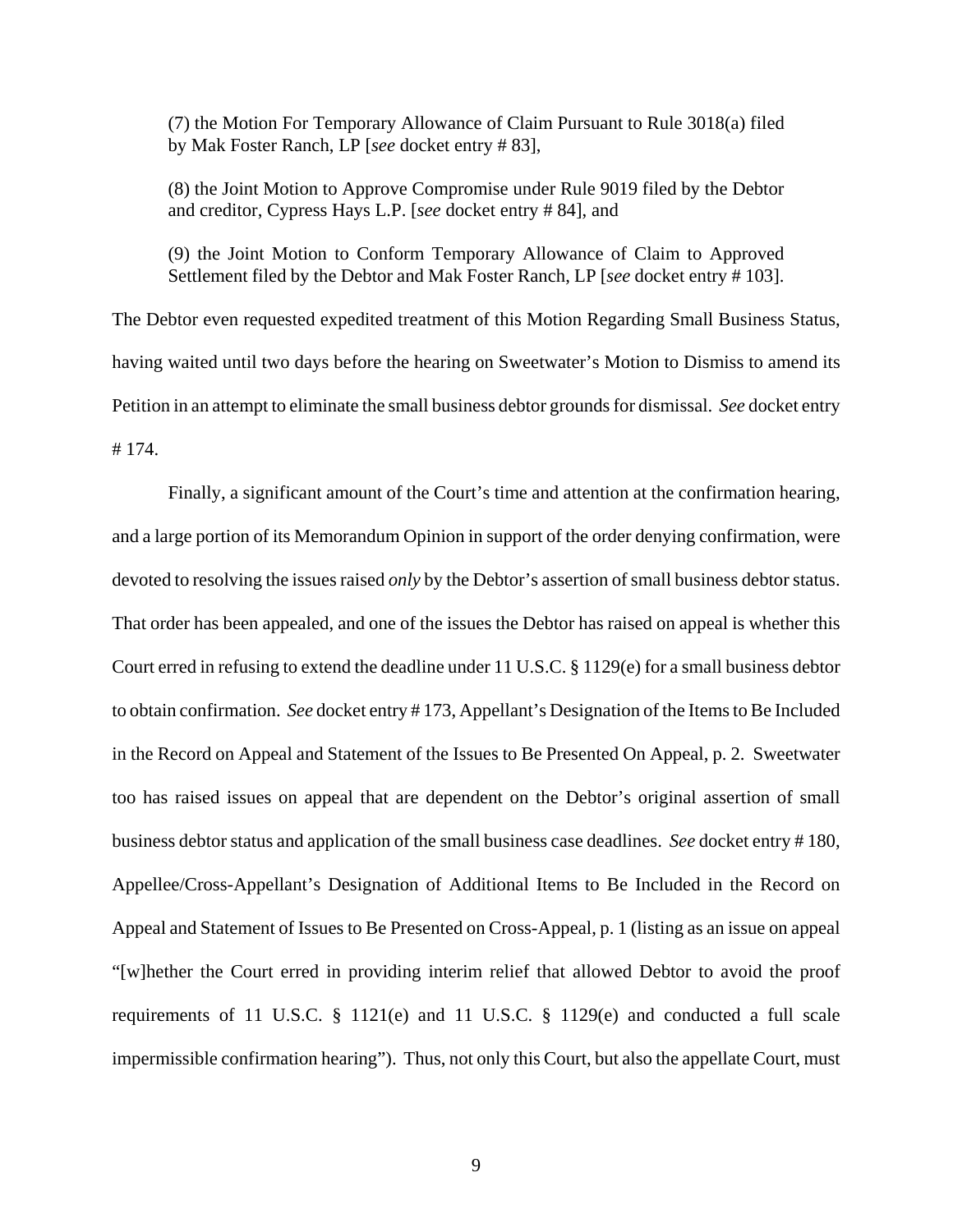(7) the Motion For Temporary Allowance of Claim Pursuant to Rule 3018(a) filed by Mak Foster Ranch, LP [*see* docket entry # 83],

(8) the Joint Motion to Approve Compromise under Rule 9019 filed by the Debtor and creditor, Cypress Hays L.P. [*see* docket entry # 84], and

(9) the Joint Motion to Conform Temporary Allowance of Claim to Approved Settlement filed by the Debtor and Mak Foster Ranch, LP [*see* docket entry # 103].

The Debtor even requested expedited treatment of this Motion Regarding Small Business Status, having waited until two days before the hearing on Sweetwater's Motion to Dismiss to amend its Petition in an attempt to eliminate the small business debtor grounds for dismissal. *See* docket entry # 174.

Finally, a significant amount of the Court's time and attention at the confirmation hearing, and a large portion of its Memorandum Opinion in support of the order denying confirmation, were devoted to resolving the issues raised *only* by the Debtor's assertion of small business debtor status. That order has been appealed, and one of the issues the Debtor has raised on appeal is whether this Court erred in refusing to extend the deadline under 11 U.S.C. § 1129(e) for a small business debtor to obtain confirmation. *See* docket entry # 173, Appellant's Designation of the Items to Be Included in the Record on Appeal and Statement of the Issues to Be Presented On Appeal, p. 2. Sweetwater too has raised issues on appeal that are dependent on the Debtor's original assertion of small business debtor status and application of the small business case deadlines. *See* docket entry # 180, Appellee/Cross-Appellant's Designation of Additional Items to Be Included in the Record on Appeal and Statement of Issues to Be Presented on Cross-Appeal, p. 1 (listing as an issue on appeal "[w]hether the Court erred in providing interim relief that allowed Debtor to avoid the proof requirements of 11 U.S.C. § 1121(e) and 11 U.S.C. § 1129(e) and conducted a full scale impermissible confirmation hearing"). Thus, not only this Court, but also the appellate Court, must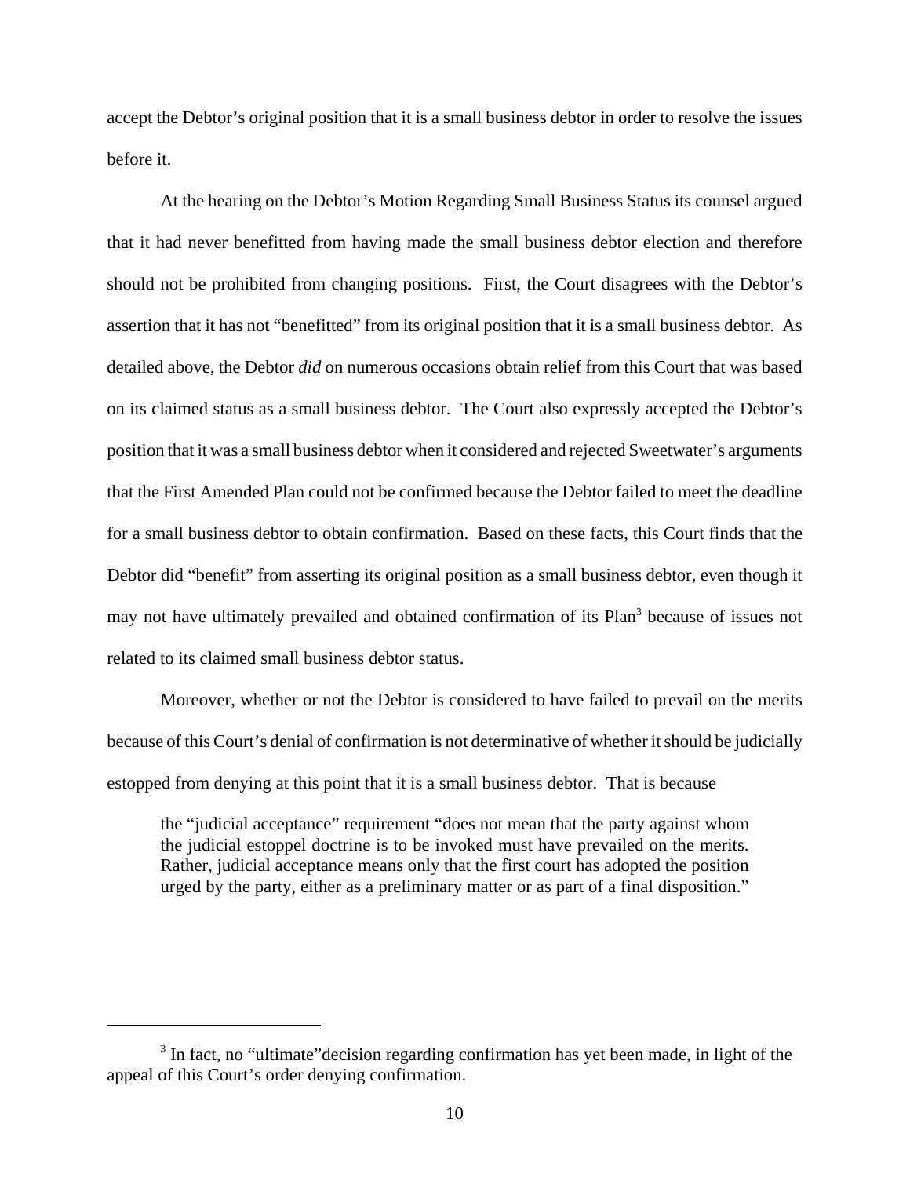accept the Debtor's original position that it is a small business debtor in order to resolve the issues before it.

At the hearing on the Debtor's Motion Regarding Small Business Status its counsel argued that it had never benefitted from having made the small business debtor election and therefore should not be prohibited from changing positions. First, the Court disagrees with the Debtor's assertion that it has not "benefitted" from its original position that it is a small business debtor. As detailed above, the Debtor *did* on numerous occasions obtain relief from this Court that was based on its claimed status as a small business debtor. The Court also expressly accepted the Debtor's position that it was a small business debtor when it considered and rejected Sweetwater's arguments that the First Amended Plan could not be confirmed because the Debtor failed to meet the deadline for a small business debtor to obtain confirmation. Based on these facts, this Court finds that the Debtor did "benefit" from asserting its original position as a small business debtor, even though it may not have ultimately prevailed and obtained confirmation of its Plan[3] because of issues not related to its claimed small business debtor status.

Moreover, whether or not the Debtor is considered to have failed to prevail on the merits because of this Court's denial of confirmation is not determinative of whether it should be judicially estopped from denying at this point that it is a small business debtor. That is because

> the "judicial acceptance" requirement "does not mean that the party against whom the judicial estoppel doctrine is to be invoked must have prevailed on the merits. Rather, judicial acceptance means only that the first court has adopted the position urged by the party, either as a preliminary matter or as part of a final disposition."

[3] In fact, no "ultimate"decision regarding confirmation has yet been made, in light of the appeal of this Court's order denying confirmation.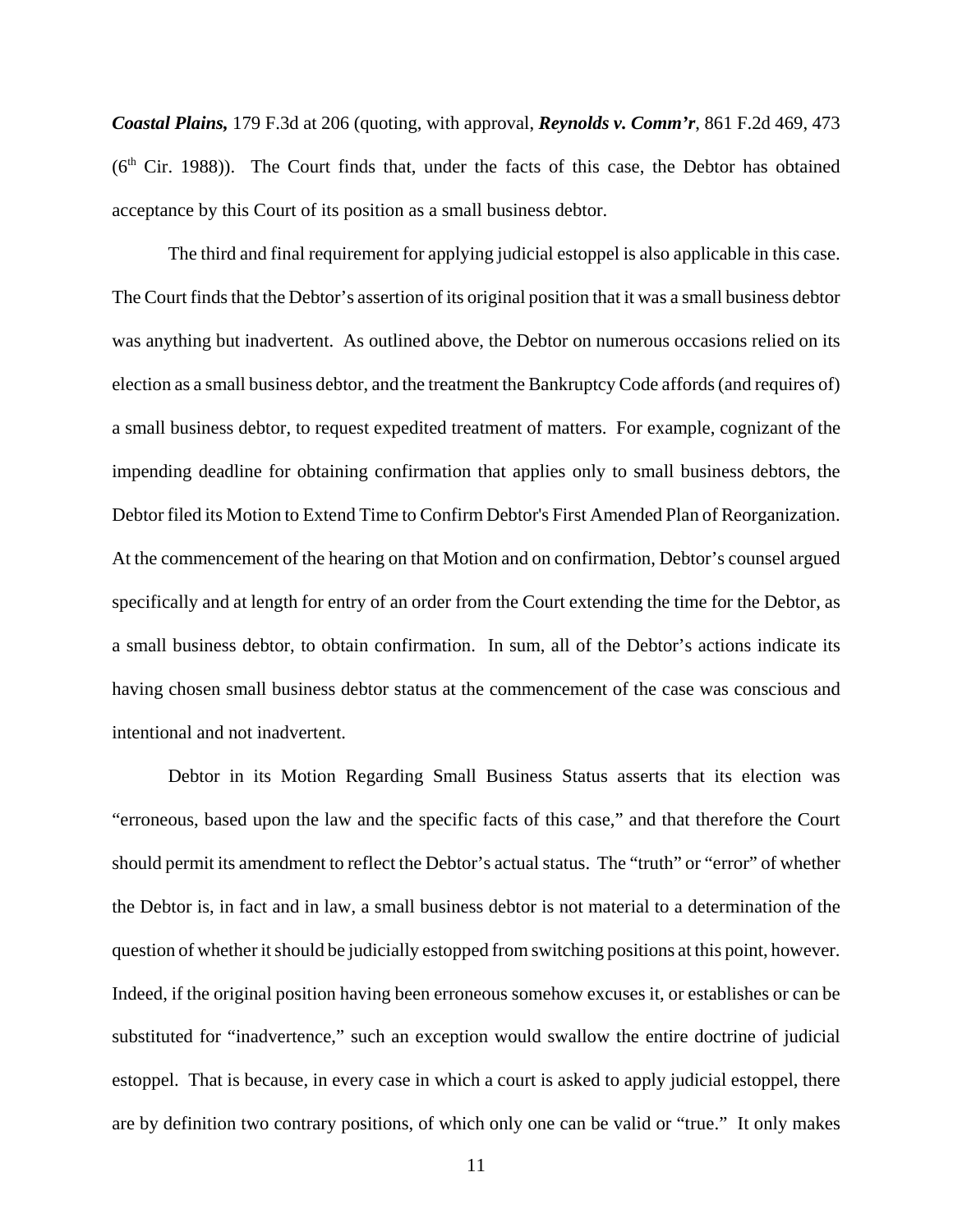***Coastal Plains,*** 179 F.3d at 206 (quoting, with approval, ***Reynolds v. Comm'r***, 861 F.2d 469, 473 (6th Cir. 1988)). The Court finds that, under the facts of this case, the Debtor has obtained acceptance by this Court of its position as a small business debtor.

The third and final requirement for applying judicial estoppel is also applicable in this case. The Court finds that the Debtor's assertion of its original position that it was a small business debtor was anything but inadvertent. As outlined above, the Debtor on numerous occasions relied on its election as a small business debtor, and the treatment the Bankruptcy Code affords (and requires of) a small business debtor, to request expedited treatment of matters. For example, cognizant of the impending deadline for obtaining confirmation that applies only to small business debtors, the Debtor filed its Motion to Extend Time to Confirm Debtor's First Amended Plan of Reorganization. At the commencement of the hearing on that Motion and on confirmation, Debtor's counsel argued specifically and at length for entry of an order from the Court extending the time for the Debtor, as a small business debtor, to obtain confirmation. In sum, all of the Debtor's actions indicate its having chosen small business debtor status at the commencement of the case was conscious and intentional and not inadvertent.

Debtor in its Motion Regarding Small Business Status asserts that its election was "erroneous, based upon the law and the specific facts of this case," and that therefore the Court should permit its amendment to reflect the Debtor's actual status. The "truth" or "error" of whether the Debtor is, in fact and in law, a small business debtor is not material to a determination of the question of whether it should be judicially estopped from switching positions at this point, however. Indeed, if the original position having been erroneous somehow excuses it, or establishes or can be substituted for "inadvertence," such an exception would swallow the entire doctrine of judicial estoppel. That is because, in every case in which a court is asked to apply judicial estoppel, there are by definition two contrary positions, of which only one can be valid or "true." It only makes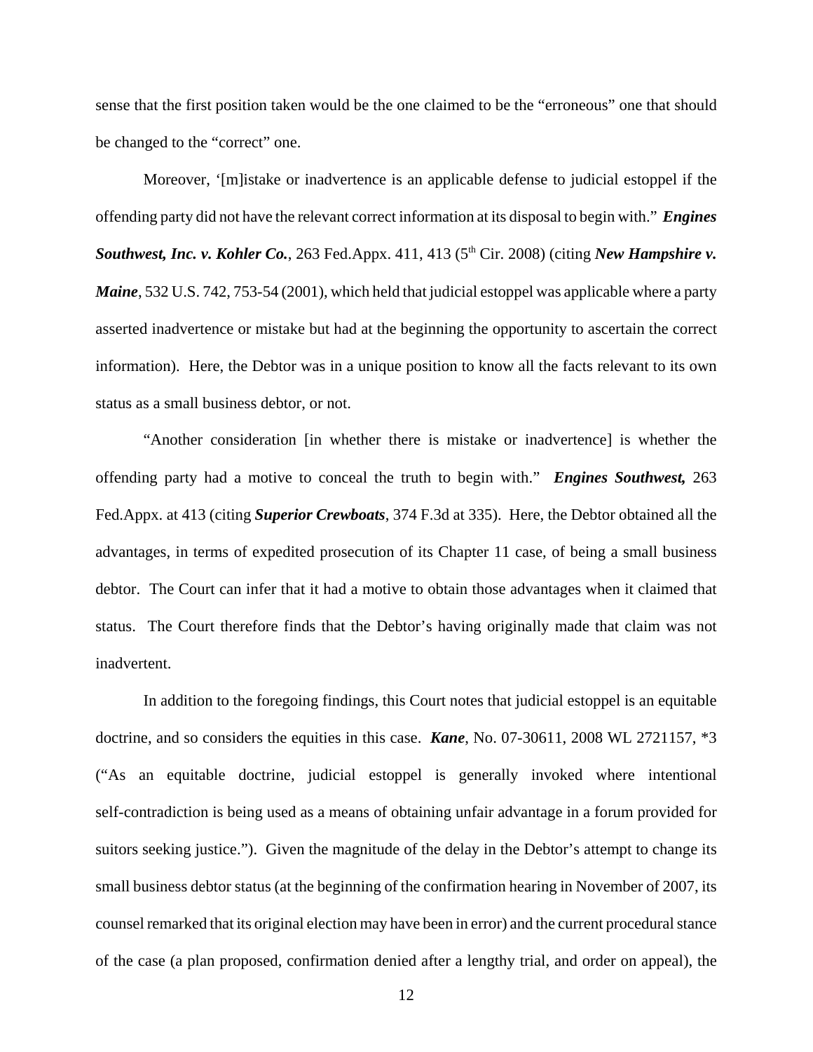sense that the first position taken would be the one claimed to be the "erroneous" one that should be changed to the "correct" one.

Moreover, '[m]istake or inadvertence is an applicable defense to judicial estoppel if the offending party did not have the relevant correct information at its disposal to begin with." ***Engines Southwest, Inc. v. Kohler Co.***, 263 Fed.Appx. 411, 413 (5th Cir. 2008) (citing ***New Hampshire v. Maine***, 532 U.S. 742, 753-54 (2001), which held that judicial estoppel was applicable where a party asserted inadvertence or mistake but had at the beginning the opportunity to ascertain the correct information). Here, the Debtor was in a unique position to know all the facts relevant to its own status as a small business debtor, or not.

"Another consideration [in whether there is mistake or inadvertence] is whether the offending party had a motive to conceal the truth to begin with." ***Engines Southwest,*** 263 Fed.Appx. at 413 (citing ***Superior Crewboats***, 374 F.3d at 335). Here, the Debtor obtained all the advantages, in terms of expedited prosecution of its Chapter 11 case, of being a small business debtor. The Court can infer that it had a motive to obtain those advantages when it claimed that status. The Court therefore finds that the Debtor's having originally made that claim was not inadvertent.

In addition to the foregoing findings, this Court notes that judicial estoppel is an equitable doctrine, and so considers the equities in this case. ***Kane***, No. 07-30611, 2008 WL 2721157, *3 ("As an equitable doctrine, judicial estoppel is generally invoked where intentional self-contradiction is being used as a means of obtaining unfair advantage in a forum provided for suitors seeking justice."). Given the magnitude of the delay in the Debtor's attempt to change its small business debtor status (at the beginning of the confirmation hearing in November of 2007, its counsel remarked that its original election may have been in error) and the current procedural stance of the case (a plan proposed, confirmation denied after a lengthy trial, and order on appeal), the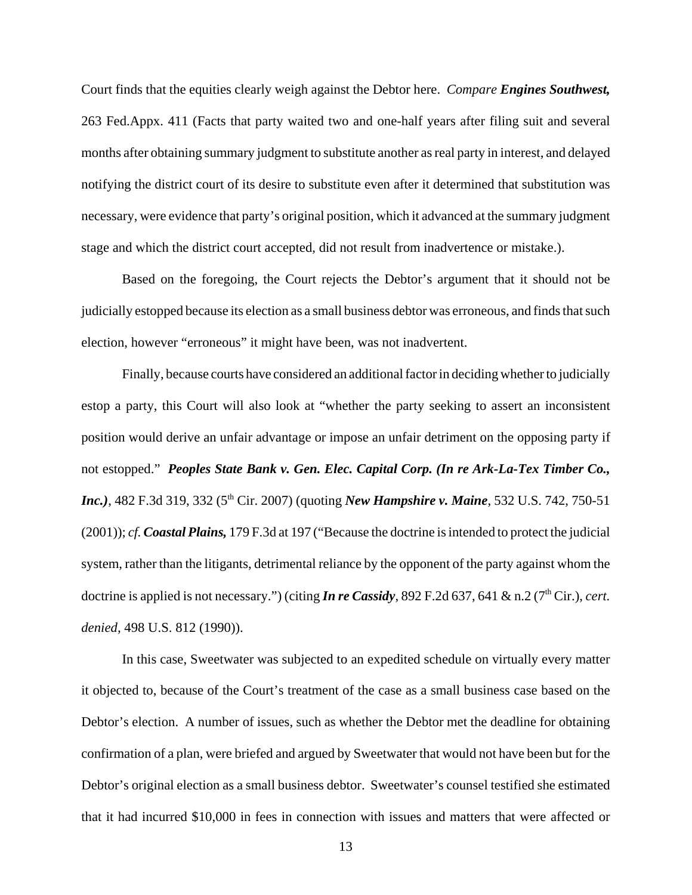Court finds that the equities clearly weigh against the Debtor here. *Compare* ***Engines Southwest,*** 263 Fed.Appx. 411 (Facts that party waited two and one-half years after filing suit and several months after obtaining summary judgment to substitute another as real party in interest, and delayed notifying the district court of its desire to substitute even after it determined that substitution was necessary, were evidence that party's original position, which it advanced at the summary judgment stage and which the district court accepted, did not result from inadvertence or mistake.).

Based on the foregoing, the Court rejects the Debtor's argument that it should not be judicially estopped because its election as a small business debtor was erroneous, and finds that such election, however "erroneous" it might have been, was not inadvertent.

Finally, because courts have considered an additional factor in deciding whether to judicially estop a party, this Court will also look at "whether the party seeking to assert an inconsistent position would derive an unfair advantage or impose an unfair detriment on the opposing party if not estopped." ***Peoples State Bank v. Gen. Elec. Capital Corp. (In re Ark-La-Tex Timber Co., Inc.)***, 482 F.3d 319, 332 (5th Cir. 2007) (quoting ***New Hampshire v. Maine***, 532 U.S. 742, 750-51 (2001)); *cf.* ***Coastal Plains,*** 179 F.3d at 197 ("Because the doctrine is intended to protect the judicial system, rather than the litigants, detrimental reliance by the opponent of the party against whom the doctrine is applied is not necessary.") (citing ***In re Cassidy***, 892 F.2d 637, 641 & n.2 (7th Cir.), *cert. denied,* 498 U.S. 812 (1990)).

In this case, Sweetwater was subjected to an expedited schedule on virtually every matter it objected to, because of the Court's treatment of the case as a small business case based on the Debtor's election. A number of issues, such as whether the Debtor met the deadline for obtaining confirmation of a plan, were briefed and argued by Sweetwater that would not have been but for the Debtor's original election as a small business debtor. Sweetwater's counsel testified she estimated that it had incurred $10,000 in fees in connection with issues and matters that were affected or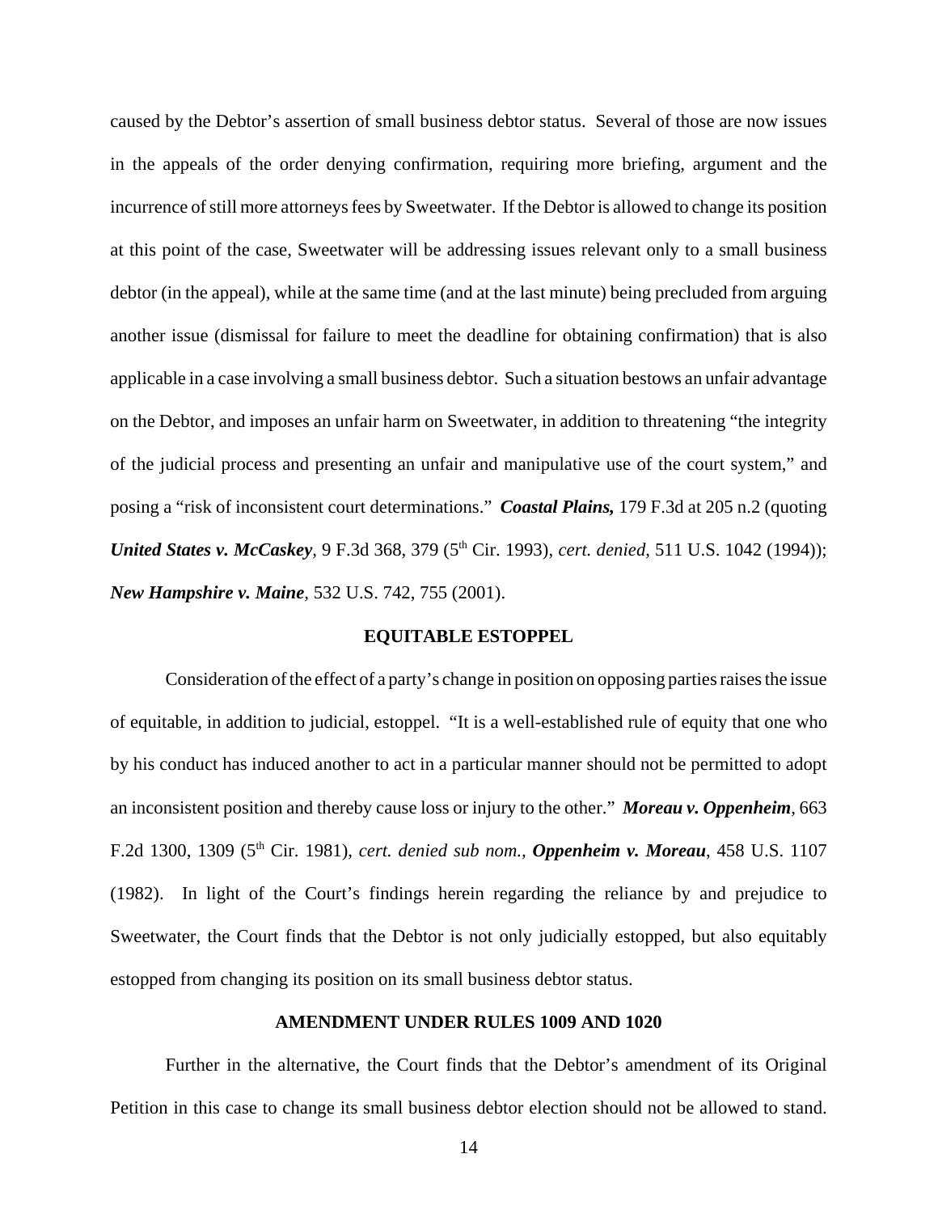caused by the Debtor's assertion of small business debtor status. Several of those are now issues in the appeals of the order denying confirmation, requiring more briefing, argument and the incurrence of still more attorneys fees by Sweetwater. If the Debtor is allowed to change its position at this point of the case, Sweetwater will be addressing issues relevant only to a small business debtor (in the appeal), while at the same time (and at the last minute) being precluded from arguing another issue (dismissal for failure to meet the deadline for obtaining confirmation) that is also applicable in a case involving a small business debtor. Such a situation bestows an unfair advantage on the Debtor, and imposes an unfair harm on Sweetwater, in addition to threatening "the integrity of the judicial process and presenting an unfair and manipulative use of the court system," and posing a "risk of inconsistent court determinations." ***Coastal Plains,*** 179 F.3d at 205 n.2 (quoting ***United States v. McCaskey***, 9 F.3d 368, 379 (5th Cir. 1993), *cert. denied*, 511 U.S. 1042 (1994)); ***New Hampshire v. Maine***, 532 U.S. 742, 755 (2001).

## EQUITABLE ESTOPPEL

Consideration of the effect of a party's change in position on opposing parties raises the issue of equitable, in addition to judicial, estoppel. "It is a well-established rule of equity that one who by his conduct has induced another to act in a particular manner should not be permitted to adopt an inconsistent position and thereby cause loss or injury to the other." ***Moreau v. Oppenheim***, 663 F.2d 1300, 1309 (5th Cir. 1981), *cert. denied sub nom.,* ***Oppenheim v. Moreau***, 458 U.S. 1107 (1982). In light of the Court's findings herein regarding the reliance by and prejudice to Sweetwater, the Court finds that the Debtor is not only judicially estopped, but also equitably estopped from changing its position on its small business debtor status.

## AMENDMENT UNDER RULES 1009 AND 1020

Further in the alternative, the Court finds that the Debtor's amendment of its Original Petition in this case to change its small business debtor election should not be allowed to stand.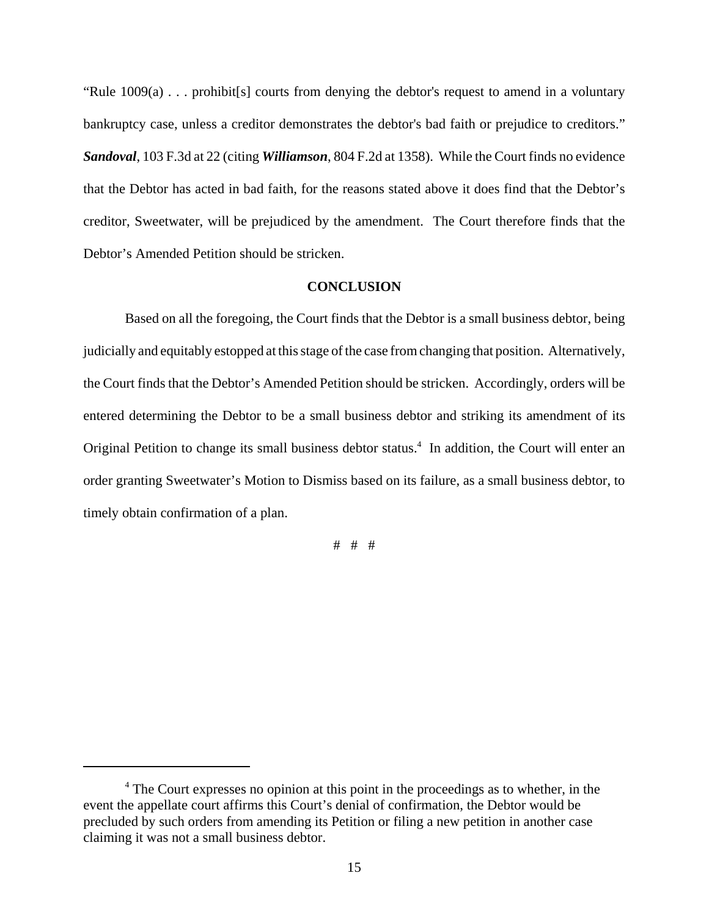"Rule 1009(a) . . . prohibit[s] courts from denying the debtor's request to amend in a voluntary bankruptcy case, unless a creditor demonstrates the debtor's bad faith or prejudice to creditors." ***Sandoval***, 103 F.3d at 22 (citing ***Williamson***, 804 F.2d at 1358). While the Court finds no evidence that the Debtor has acted in bad faith, for the reasons stated above it does find that the Debtor's creditor, Sweetwater, will be prejudiced by the amendment. The Court therefore finds that the Debtor's Amended Petition should be stricken.

**CONCLUSION**

Based on all the foregoing, the Court finds that the Debtor is a small business debtor, being judicially and equitably estopped at this stage of the case from changing that position. Alternatively, the Court finds that the Debtor's Amended Petition should be stricken. Accordingly, orders will be entered determining the Debtor to be a small business debtor and striking its amendment of its Original Petition to change its small business debtor status.[4] In addition, the Court will enter an order granting Sweetwater's Motion to Dismiss based on its failure, as a small business debtor, to timely obtain confirmation of a plan.

# # #

[4] The Court expresses no opinion at this point in the proceedings as to whether, in the event the appellate court affirms this Court's denial of confirmation, the Debtor would be precluded by such orders from amending its Petition or filing a new petition in another case claiming it was not a small business debtor.